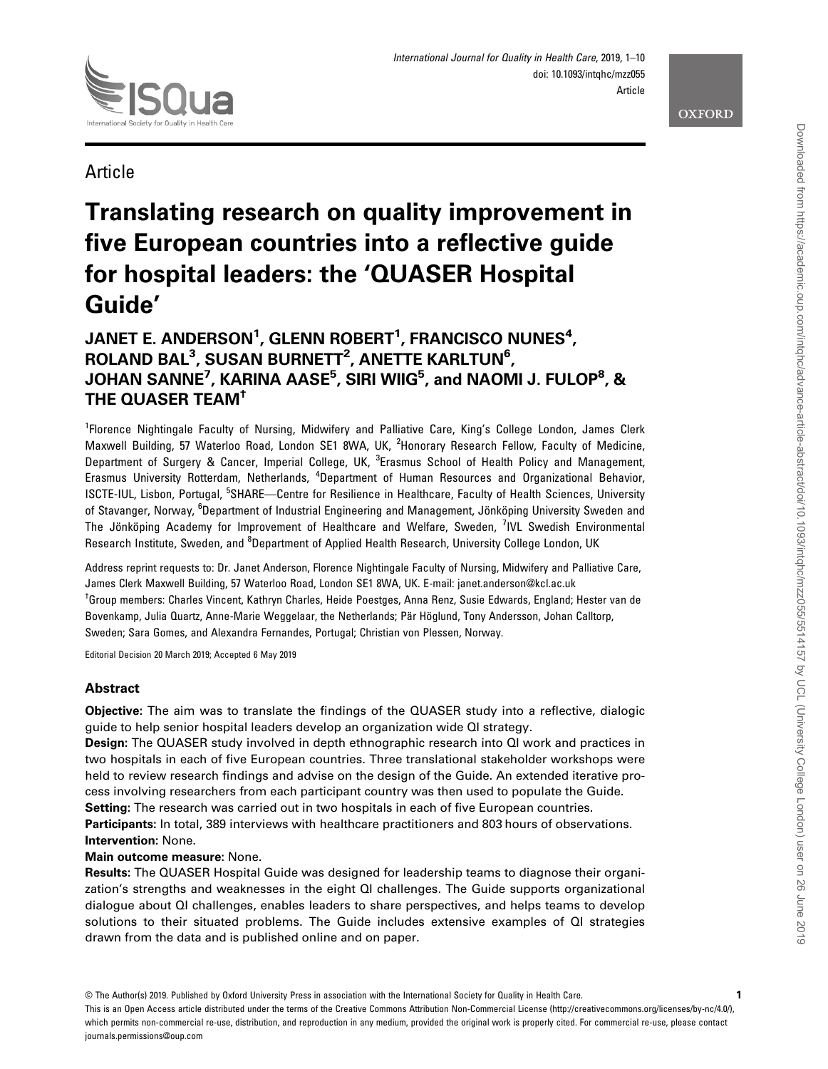Article

# Translating research on quality improvement in five European countries into a reflective guide for hospital leaders: the 'QUASER Hospital Guide'

**JANET E. ANDERSON[1], GLENN ROBERT[1], FRANCISCO NUNES[4], ROLAND BAL[3], SUSAN BURNETT[2], ANETTE KARLTUN[6], JOHAN SANNE[7], KARINA AASE[5], SIRI WIIG[5], and NAOMI J. FULOP[8], & THE QUASER TEAM[†]**

[1]Florence Nightingale Faculty of Nursing, Midwifery and Palliative Care, King's College London, James Clerk Maxwell Building, 57 Waterloo Road, London SE1 8WA, UK, [2]Honorary Research Fellow, Faculty of Medicine, Department of Surgery & Cancer, Imperial College, UK, [3]Erasmus School of Health Policy and Management, Erasmus University Rotterdam, Netherlands, [4]Department of Human Resources and Organizational Behavior, ISCTE-IUL, Lisbon, Portugal, [5]SHARE—Centre for Resilience in Healthcare, Faculty of Health Sciences, University of Stavanger, Norway, [6]Department of Industrial Engineering and Management, Jönköping University Sweden and The Jönköping Academy for Improvement of Healthcare and Welfare, Sweden, [7]IVL Swedish Environmental Research Institute, Sweden, and [8]Department of Applied Health Research, University College London, UK

Address reprint requests to: Dr. Janet Anderson, Florence Nightingale Faculty of Nursing, Midwifery and Palliative Care, James Clerk Maxwell Building, 57 Waterloo Road, London SE1 8WA, UK. E-mail: janet.anderson@kcl.ac.uk

[†]Group members: Charles Vincent, Kathryn Charles, Heide Poestges, Anna Renz, Susie Edwards, England; Hester van de Bovenkamp, Julia Quartz, Anne-Marie Weggelaar, the Netherlands; Pär Höglund, Tony Andersson, Johan Calltorp, Sweden; Sara Gomes, and Alexandra Fernandes, Portugal; Christian von Plessen, Norway.

Editorial Decision 20 March 2019; Accepted 6 May 2019

## Abstract

**Objective:** The aim was to translate the findings of the QUASER study into a reflective, dialogic guide to help senior hospital leaders develop an organization wide QI strategy.

**Design:** The QUASER study involved in depth ethnographic research into QI work and practices in two hospitals in each of five European countries. Three translational stakeholder workshops were held to review research findings and advise on the design of the Guide. An extended iterative process involving researchers from each participant country was then used to populate the Guide.

**Setting:** The research was carried out in two hospitals in each of five European countries.

**Participants:** In total, 389 interviews with healthcare practitioners and 803 hours of observations.

**Intervention:** None.

**Main outcome measure:** None.

**Results:** The QUASER Hospital Guide was designed for leadership teams to diagnose their organization's strengths and weaknesses in the eight QI challenges. The Guide supports organizational dialogue about QI challenges, enables leaders to share perspectives, and helps teams to develop solutions to their situated problems. The Guide includes extensive examples of QI strategies drawn from the data and is published online and on paper.

© The Author(s) 2019. Published by Oxford University Press in association with the International Society for Quality in Health Care.
This is an Open Access article distributed under the terms of the Creative Commons Attribution Non-Commercial License (http://creativecommons.org/licenses/by-nc/4.0/), which permits non-commercial re-use, distribution, and reproduction in any medium, provided the original work is properly cited. For commercial re-use, please contact journals.permissions@oup.com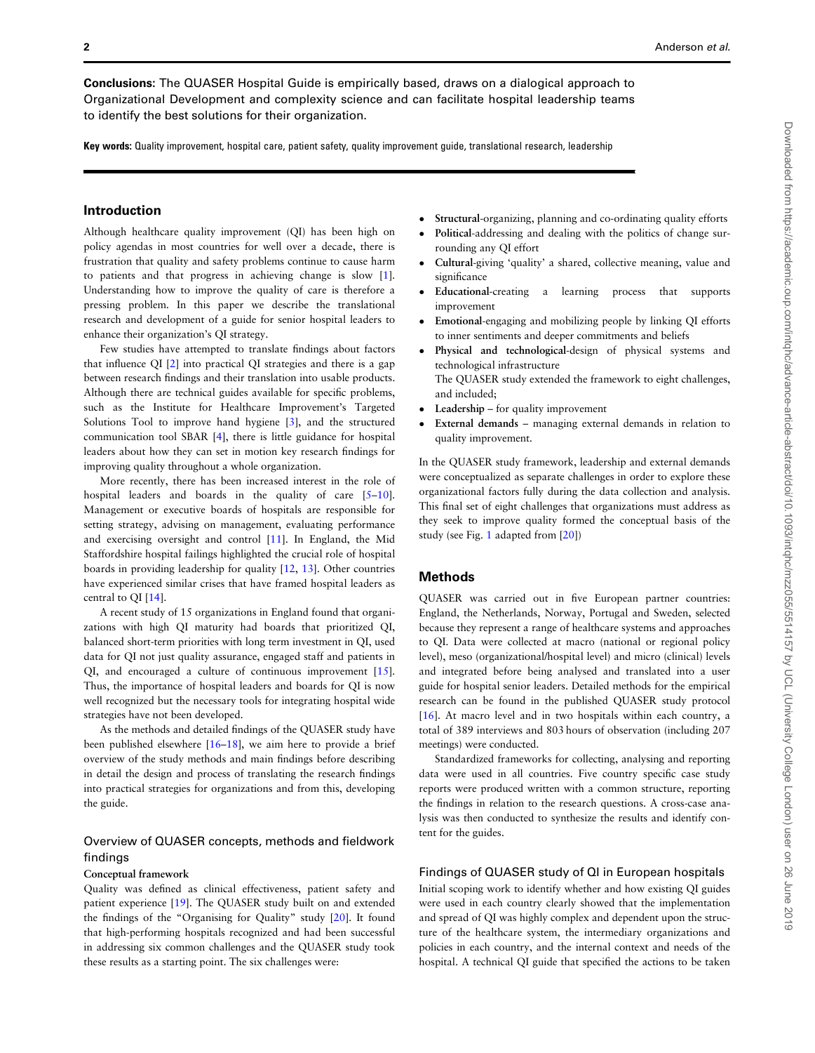**Conclusions:** The QUASER Hospital Guide is empirically based, draws on a dialogical approach to Organizational Development and complexity science and can facilitate hospital leadership teams to identify the best solutions for their organization.

**Key words:** Quality improvement, hospital care, patient safety, quality improvement guide, translational research, leadership

## Introduction

Although healthcare quality improvement (QI) has been high on policy agendas in most countries for well over a decade, there is frustration that quality and safety problems continue to cause harm to patients and that progress in achieving change is slow [1]. Understanding how to improve the quality of care is therefore a pressing problem. In this paper we describe the translational research and development of a guide for senior hospital leaders to enhance their organization's QI strategy.

Few studies have attempted to translate findings about factors that influence QI [2] into practical QI strategies and there is a gap between research findings and their translation into usable products. Although there are technical guides available for specific problems, such as the Institute for Healthcare Improvement's Targeted Solutions Tool to improve hand hygiene [3], and the structured communication tool SBAR [4], there is little guidance for hospital leaders about how they can set in motion key research findings for improving quality throughout a whole organization.

More recently, there has been increased interest in the role of hospital leaders and boards in the quality of care [5–10]. Management or executive boards of hospitals are responsible for setting strategy, advising on management, evaluating performance and exercising oversight and control [11]. In England, the Mid Staffordshire hospital failings highlighted the crucial role of hospital boards in providing leadership for quality [12, 13]. Other countries have experienced similar crises that have framed hospital leaders as central to QI [14].

A recent study of 15 organizations in England found that organizations with high QI maturity had boards that prioritized QI, balanced short-term priorities with long term investment in QI, used data for QI not just quality assurance, engaged staff and patients in QI, and encouraged a culture of continuous improvement [15]. Thus, the importance of hospital leaders and boards for QI is now well recognized but the necessary tools for integrating hospital wide strategies have not been developed.

As the methods and detailed findings of the QUASER study have been published elsewhere [16–18], we aim here to provide a brief overview of the study methods and main findings before describing in detail the design and process of translating the research findings into practical strategies for organizations and from this, developing the guide.

### Overview of QUASER concepts, methods and fieldwork findings

#### Conceptual framework

Quality was defined as clinical effectiveness, patient safety and patient experience [19]. The QUASER study built on and extended the findings of the "Organising for Quality" study [20]. It found that high-performing hospitals recognized and had been successful in addressing six common challenges and the QUASER study took these results as a starting point. The six challenges were:

- **Structural**-organizing, planning and co-ordinating quality efforts
- **Political**-addressing and dealing with the politics of change surrounding any QI effort
- **Cultural**-giving 'quality' a shared, collective meaning, value and significance
- **Educational**-creating a learning process that supports improvement
- **Emotional**-engaging and mobilizing people by linking QI efforts to inner sentiments and deeper commitments and beliefs
- **Physical and technological**-design of physical systems and technological infrastructure
  The QUASER study extended the framework to eight challenges, and included;
- **Leadership** – for quality improvement
- **External demands** – managing external demands in relation to quality improvement.

In the QUASER study framework, leadership and external demands were conceptualized as separate challenges in order to explore these organizational factors fully during the data collection and analysis. This final set of eight challenges that organizations must address as they seek to improve quality formed the conceptual basis of the study (see Fig. 1 adapted from [20])

## Methods

QUASER was carried out in five European partner countries: England, the Netherlands, Norway, Portugal and Sweden, selected because they represent a range of healthcare systems and approaches to QI. Data were collected at macro (national or regional policy level), meso (organizational/hospital level) and micro (clinical) levels and integrated before being analysed and translated into a user guide for hospital senior leaders. Detailed methods for the empirical research can be found in the published QUASER study protocol [16]. At macro level and in two hospitals within each country, a total of 389 interviews and 803 hours of observation (including 207 meetings) were conducted.

Standardized frameworks for collecting, analysing and reporting data were used in all countries. Five country specific case study reports were produced written with a common structure, reporting the findings in relation to the research questions. A cross-case analysis was then conducted to synthesize the results and identify content for the guides.

### Findings of QUASER study of QI in European hospitals

Initial scoping work to identify whether and how existing QI guides were used in each country clearly showed that the implementation and spread of QI was highly complex and dependent upon the structure of the healthcare system, the intermediary organizations and policies in each country, and the internal context and needs of the hospital. A technical QI guide that specified the actions to be taken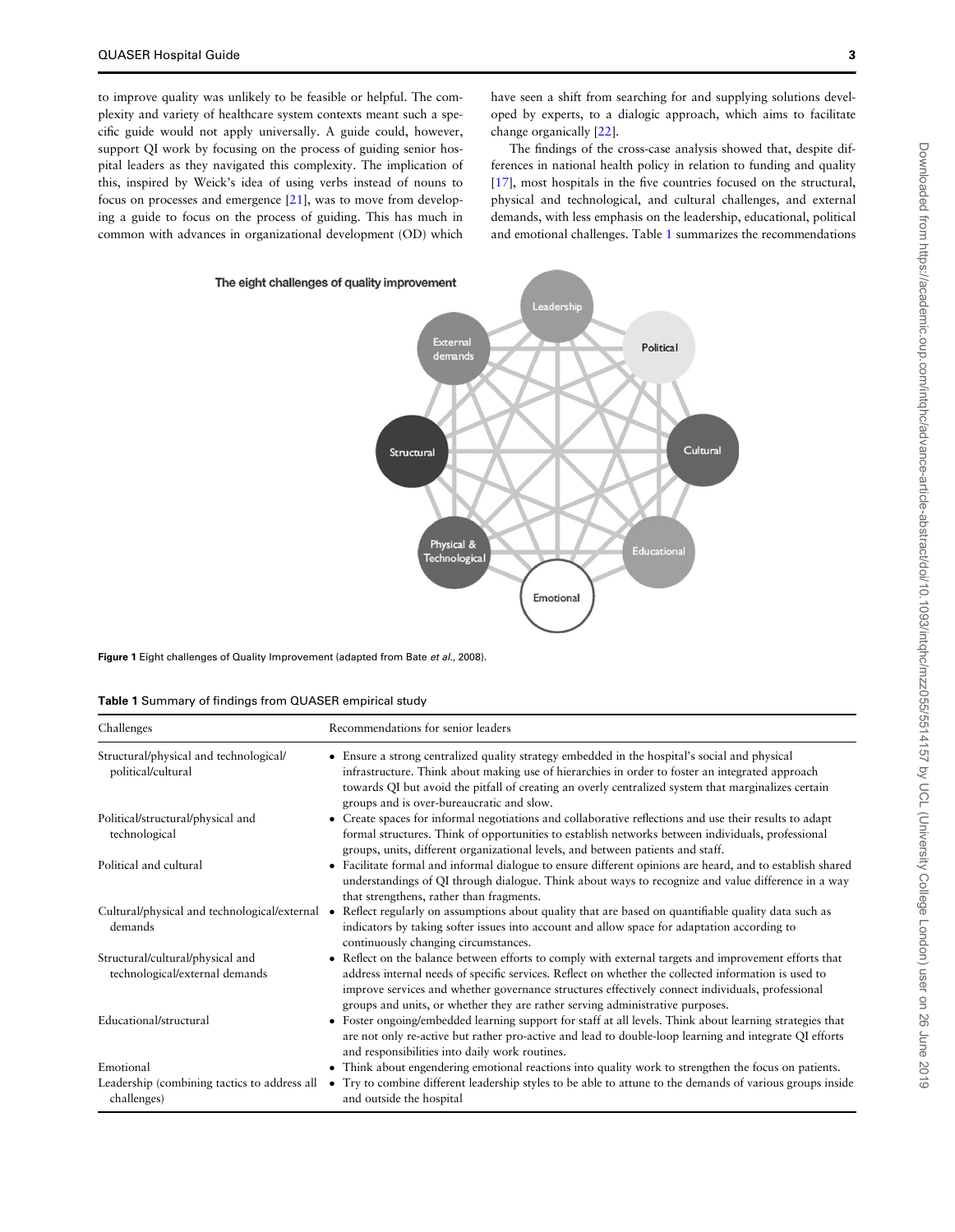to improve quality was unlikely to be feasible or helpful. The complexity and variety of healthcare system contexts meant such a specific guide would not apply universally. A guide could, however, support QI work by focusing on the process of guiding senior hospital leaders as they navigated this complexity. The implication of this, inspired by Weick's idea of using verbs instead of nouns to focus on processes and emergence [21], was to move from developing a guide to focus on the process of guiding. This has much in common with advances in organizational development (OD) which have seen a shift from searching for and supplying solutions developed by experts, to a dialogic approach, which aims to facilitate change organically [22].

The findings of the cross-case analysis showed that, despite differences in national health policy in relation to funding and quality [17], most hospitals in the five countries focused on the structural, physical and technological, and cultural challenges, and external demands, with less emphasis on the leadership, educational, political and emotional challenges. Table 1 summarizes the recommendations

The eight challenges of quality improvement

Leadership, Political, Cultural, Educational, Emotional, Physical & Technological, Structural, External demands

**Figure 1** Eight challenges of Quality Improvement (adapted from Bate *et al.*, 2008).

**Table 1** Summary of findings from QUASER empirical study

| Challenges | Recommendations for senior leaders |
|---|---|
| Structural/physical and technological/political/cultural | • Ensure a strong centralized quality strategy embedded in the hospital's social and physical infrastructure. Think about making use of hierarchies in order to foster an integrated approach towards QI but avoid the pitfall of creating an overly centralized system that marginalizes certain groups and is over-bureaucratic and slow. |
| Political/structural/physical and technological | • Create spaces for informal negotiations and collaborative reflections and use their results to adapt formal structures. Think of opportunities to establish networks between individuals, professional groups, units, different organizational levels, and between patients and staff. |
| Political and cultural | • Facilitate formal and informal dialogue to ensure different opinions are heard, and to establish shared understandings of QI through dialogue. Think about ways to recognize and value difference in a way that strengthens, rather than fragments. |
| Cultural/physical and technological/external demands | • Reflect regularly on assumptions about quality that are based on quantifiable quality data such as indicators by taking softer issues into account and allow space for adaptation according to continuously changing circumstances. |
| Structural/cultural/physical and technological/external demands | • Reflect on the balance between efforts to comply with external targets and improvement efforts that address internal needs of specific services. Reflect on whether the collected information is used to improve services and whether governance structures effectively connect individuals, professional groups and units, or whether they are rather serving administrative purposes. |
| Educational/structural | • Foster ongoing/embedded learning support for staff at all levels. Think about learning strategies that are not only re-active but rather pro-active and lead to double-loop learning and integrate QI efforts and responsibilities into daily work routines. |
| Emotional | • Think about engendering emotional reactions into quality work to strengthen the focus on patients. |
| Leadership (combining tactics to address all challenges) | • Try to combine different leadership styles to be able to attune to the demands of various groups inside and outside the hospital |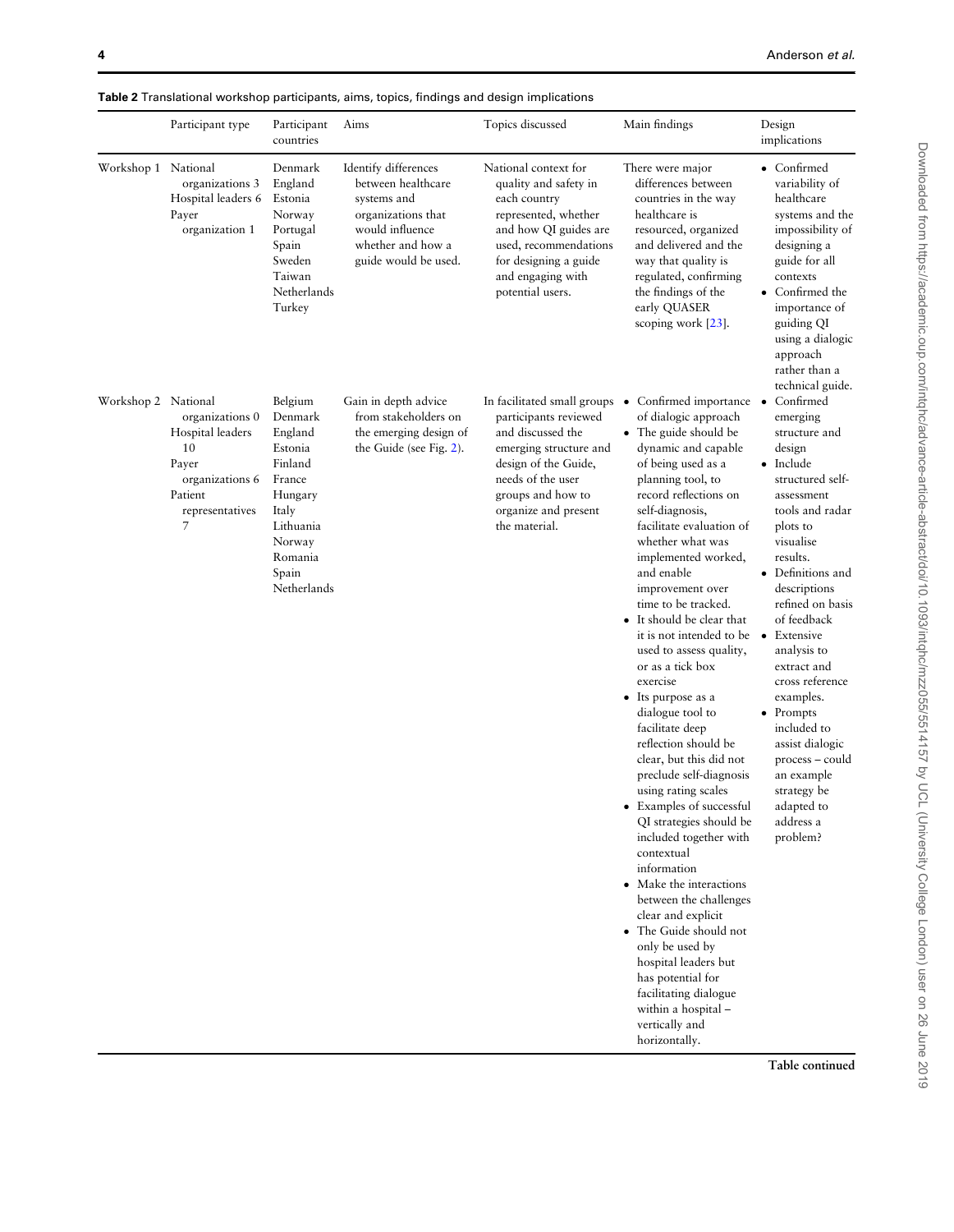**Table 2** Translational workshop participants, aims, topics, findings and design implications

| | Participant type | Participant countries | Aims | Topics discussed | Main findings | Design implications |
|---|---|---|---|---|---|---|
| Workshop 1 | National organizations 3<br>Hospital leaders 6<br>Payer organization 1 | Denmark<br>England<br>Estonia<br>Norway<br>Portugal<br>Spain<br>Sweden<br>Taiwan<br>Netherlands<br>Turkey | Identify differences between healthcare systems and organizations that would influence whether and how a guide would be used. | National context for quality and safety in each country represented, whether and how QI guides are used, recommendations for designing a guide and engaging with potential users. | There were major differences between countries in the way healthcare is resourced, organized and delivered and the way that quality is regulated, confirming the findings of the early QUASER scoping work [23]. | • Confirmed variability of healthcare systems and the impossibility of designing a guide for all contexts<br>• Confirmed the importance of guiding QI using a dialogic approach rather than a technical guide. |
| Workshop 2 | National organizations 0<br>Hospital leaders 10<br>Payer organizations 6<br>Patient representatives 7 | Belgium<br>Denmark<br>England<br>Estonia<br>Finland<br>France<br>Hungary<br>Italy<br>Lithuania<br>Norway<br>Romania<br>Spain<br>Netherlands | Gain in depth advice from stakeholders on the emerging design of the Guide (see Fig. 2). | In facilitated small groups participants reviewed and discussed the emerging structure and design of the Guide, needs of the user groups and how to organize and present the material. | • Confirmed importance of dialogic approach<br>• The guide should be dynamic and capable of being used as a planning tool, to record reflections on self-diagnosis, facilitate evaluation of whether what was implemented worked, and enable improvement over time to be tracked.<br>• It should be clear that it is not intended to be used to assess quality, or as a tick box exercise<br>• Its purpose as a dialogue tool to facilitate deep reflection should be clear, but this did not preclude self-diagnosis using rating scales<br>• Examples of successful QI strategies should be included together with contextual information<br>• Make the interactions between the challenges clear and explicit<br>• The Guide should not only be used by hospital leaders but has potential for facilitating dialogue within a hospital – vertically and horizontally. | • Confirmed emerging structure and design<br>• Include structured self-assessment tools and radar plots to visualise results.<br>• Definitions and descriptions refined on basis of feedback<br>• Extensive analysis to extract and cross reference examples.<br>• Prompts included to assist dialogic process – could an example strategy be adapted to address a problem? |

Table continued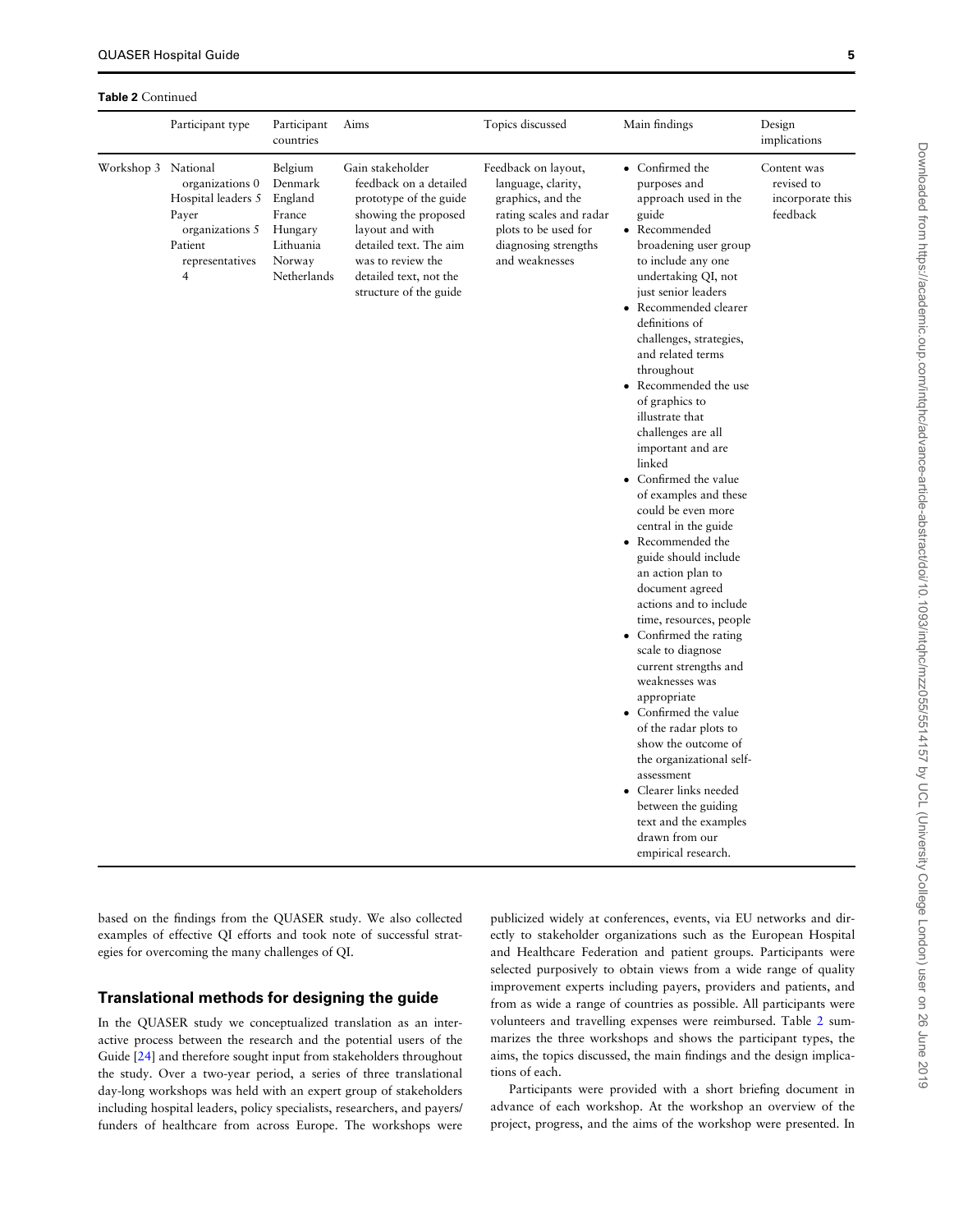**Table 2** Continued

| | Participant type | Participant countries | Aims | Topics discussed | Main findings | Design implications |
|---|---|---|---|---|---|---|
| Workshop 3 | National organizations 0<br>Hospital leaders 5<br>Payer organizations 5<br>Patient representatives 4 | Belgium<br>Denmark<br>England<br>France<br>Hungary<br>Lithuania<br>Norway<br>Netherlands | Gain stakeholder feedback on a detailed prototype of the guide showing the proposed layout and with detailed text. The aim was to review the detailed text, not the structure of the guide | Feedback on layout, language, clarity, graphics, and the rating scales and radar plots to be used for diagnosing strengths and weaknesses | • Confirmed the purposes and approach used in the guide<br>• Recommended broadening user group to include any one undertaking QI, not just senior leaders<br>• Recommended clearer definitions of challenges, strategies, and related terms throughout<br>• Recommended the use of graphics to illustrate that challenges are all important and are linked<br>• Confirmed the value of examples and these could be even more central in the guide<br>• Recommended the guide should include an action plan to document agreed actions and to include time, resources, people<br>• Confirmed the rating scale to diagnose current strengths and weaknesses was appropriate<br>• Confirmed the value of the radar plots to show the outcome of the organizational self-assessment<br>• Clearer links needed between the guiding text and the examples drawn from our empirical research. | Content was revised to incorporate this feedback |

based on the findings from the QUASER study. We also collected examples of effective QI efforts and took note of successful strategies for overcoming the many challenges of QI.

## Translational methods for designing the guide

In the QUASER study we conceptualized translation as an interactive process between the research and the potential users of the Guide [24] and therefore sought input from stakeholders throughout the study. Over a two-year period, a series of three translational day-long workshops was held with an expert group of stakeholders including hospital leaders, policy specialists, researchers, and payers/funders of healthcare from across Europe. The workshops were publicized widely at conferences, events, via EU networks and directly to stakeholder organizations such as the European Hospital and Healthcare Federation and patient groups. Participants were selected purposively to obtain views from a wide range of quality improvement experts including payers, providers and patients, and from as wide a range of countries as possible. All participants were volunteers and travelling expenses were reimbursed. Table 2 summarizes the three workshops and shows the participant types, the aims, the topics discussed, the main findings and the design implications of each.

Participants were provided with a short briefing document in advance of each workshop. At the workshop an overview of the project, progress, and the aims of the workshop were presented. In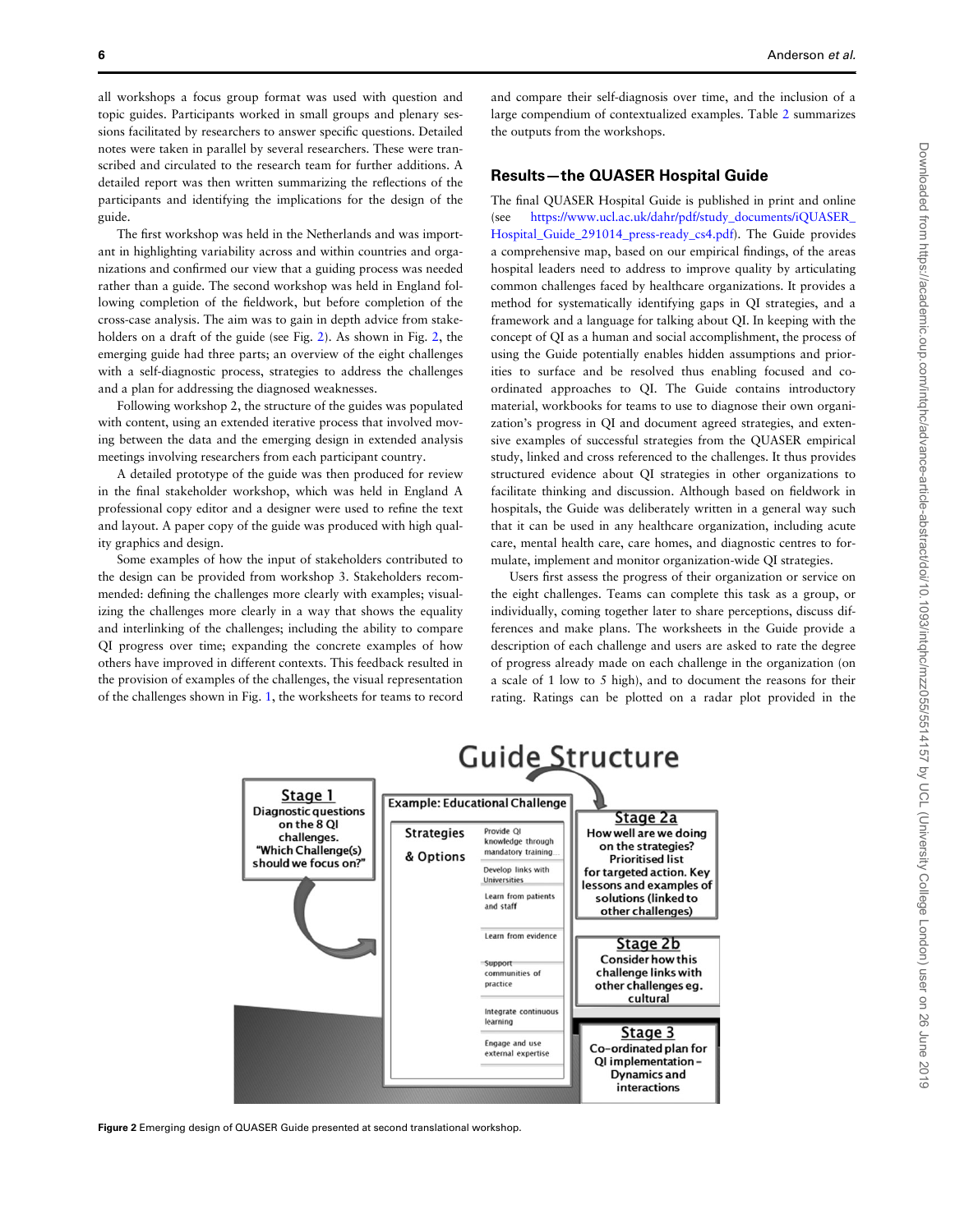all workshops a focus group format was used with question and topic guides. Participants worked in small groups and plenary sessions facilitated by researchers to answer specific questions. Detailed notes were taken in parallel by several researchers. These were transcribed and circulated to the research team for further additions. A detailed report was then written summarizing the reflections of the participants and identifying the implications for the design of the guide.

The first workshop was held in the Netherlands and was important in highlighting variability across and within countries and organizations and confirmed our view that a guiding process was needed rather than a guide. The second workshop was held in England following completion of the fieldwork, but before completion of the cross-case analysis. The aim was to gain in depth advice from stakeholders on a draft of the guide (see Fig. 2). As shown in Fig. 2, the emerging guide had three parts; an overview of the eight challenges with a self-diagnostic process, strategies to address the challenges and a plan for addressing the diagnosed weaknesses.

Following workshop 2, the structure of the guides was populated with content, using an extended iterative process that involved moving between the data and the emerging design in extended analysis meetings involving researchers from each participant country.

A detailed prototype of the guide was then produced for review in the final stakeholder workshop, which was held in England A professional copy editor and a designer were used to refine the text and layout. A paper copy of the guide was produced with high quality graphics and design.

Some examples of how the input of stakeholders contributed to the design can be provided from workshop 3. Stakeholders recommended: defining the challenges more clearly with examples; visualizing the challenges more clearly in a way that shows the equality and interlinking of the challenges; including the ability to compare QI progress over time; expanding the concrete examples of how others have improved in different contexts. This feedback resulted in the provision of examples of the challenges, the visual representation of the challenges shown in Fig. 1, the worksheets for teams to record and compare their self-diagnosis over time, and the inclusion of a large compendium of contextualized examples. Table 2 summarizes the outputs from the workshops.

## Results—the QUASER Hospital Guide

The final QUASER Hospital Guide is published in print and online (see https://www.ucl.ac.uk/dahr/pdf/study_documents/iQUASER_Hospital_Guide_291014_press-ready_cs4.pdf). The Guide provides a comprehensive map, based on our empirical findings, of the areas hospital leaders need to address to improve quality by articulating common challenges faced by healthcare organizations. It provides a method for systematically identifying gaps in QI strategies, and a framework and a language for talking about QI. In keeping with the concept of QI as a human and social accomplishment, the process of using the Guide potentially enables hidden assumptions and priorities to surface and be resolved thus enabling focused and co-ordinated approaches to QI. The Guide contains introductory material, workbooks for teams to use to diagnose their own organization's progress in QI and document agreed strategies, and extensive examples of successful strategies from the QUASER empirical study, linked and cross referenced to the challenges. It thus provides structured evidence about QI strategies in other organizations to facilitate thinking and discussion. Although based on fieldwork in hospitals, the Guide was deliberately written in a general way such that it can be used in any healthcare organization, including acute care, mental health care, care homes, and diagnostic centres to formulate, implement and monitor organization-wide QI strategies.

Users first assess the progress of their organization or service on the eight challenges. Teams can complete this task as a group, or individually, coming together later to share perceptions, discuss differences and make plans. The worksheets in the Guide provide a description of each challenge and users are asked to rate the degree of progress already made on each challenge in the organization (on a scale of 1 low to 5 high), and to document the reasons for their rating. Ratings can be plotted on a radar plot provided in the

**Figure 2** Emerging design of QUASER Guide presented at second translational workshop.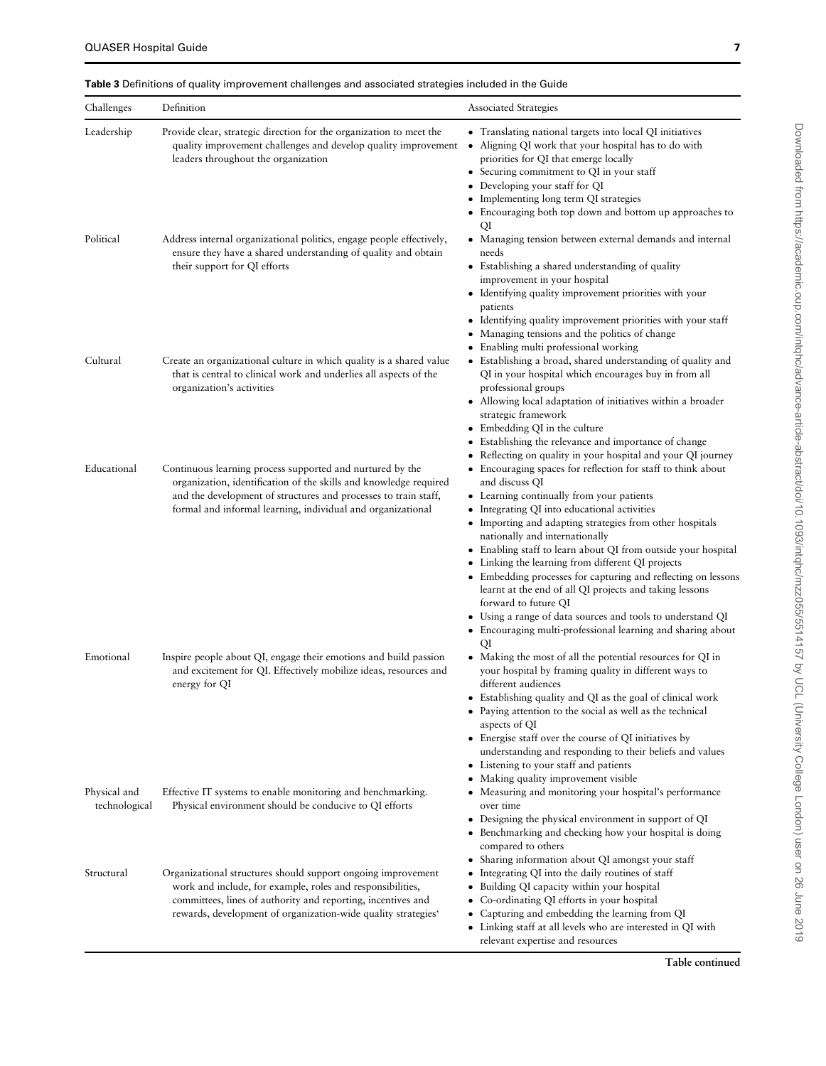**Table 3** Definitions of quality improvement challenges and associated strategies included in the Guide

| Challenges | Definition | Associated Strategies |
|---|---|---|
| Leadership | Provide clear, strategic direction for the organization to meet the quality improvement challenges and develop quality improvement leaders throughout the organization | • Translating national targets into local QI initiatives<br>• Aligning QI work that your hospital has to do with priorities for QI that emerge locally<br>• Securing commitment to QI in your staff<br>• Developing your staff for QI<br>• Implementing long term QI strategies<br>• Encouraging both top down and bottom up approaches to QI |
| Political | Address internal organizational politics, engage people effectively, ensure they have a shared understanding of quality and obtain their support for QI efforts | • Managing tension between external demands and internal needs<br>• Establishing a shared understanding of quality improvement in your hospital<br>• Identifying quality improvement priorities with your patients<br>• Identifying quality improvement priorities with your staff<br>• Managing tensions and the politics of change<br>• Enabling multi professional working |
| Cultural | Create an organizational culture in which quality is a shared value that is central to clinical work and underlies all aspects of the organization's activities | • Establishing a broad, shared understanding of quality and QI in your hospital which encourages buy in from all professional groups<br>• Allowing local adaptation of initiatives within a broader strategic framework<br>• Embedding QI in the culture<br>• Establishing the relevance and importance of change<br>• Reflecting on quality in your hospital and your QI journey |
| Educational | Continuous learning process supported and nurtured by the organization, identification of the skills and knowledge required and the development of structures and processes to train staff, formal and informal learning, individual and organizational | • Encouraging spaces for reflection for staff to think about and discuss QI<br>• Learning continually from your patients<br>• Integrating QI into educational activities<br>• Importing and adapting strategies from other hospitals nationally and internationally<br>• Enabling staff to learn about QI from outside your hospital<br>• Linking the learning from different QI projects<br>• Embedding processes for capturing and reflecting on lessons learnt at the end of all QI projects and taking lessons forward to future QI<br>• Using a range of data sources and tools to understand QI<br>• Encouraging multi-professional learning and sharing about QI |
| Emotional | Inspire people about QI, engage their emotions and build passion and excitement for QI. Effectively mobilize ideas, resources and energy for QI | • Making the most of all the potential resources for QI in your hospital by framing quality in different ways to different audiences<br>• Establishing quality and QI as the goal of clinical work<br>• Paying attention to the social as well as the technical aspects of QI<br>• Energise staff over the course of QI initiatives by understanding and responding to their beliefs and values<br>• Listening to your staff and patients<br>• Making quality improvement visible |
| Physical and technological | Effective IT systems to enable monitoring and benchmarking. Physical environment should be conducive to QI efforts | • Measuring and monitoring your hospital's performance over time<br>• Designing the physical environment in support of QI<br>• Benchmarking and checking how your hospital is doing compared to others<br>• Sharing information about QI amongst your staff |
| Structural | Organizational structures should support ongoing improvement work and include, for example, roles and responsibilities, committees, lines of authority and reporting, incentives and rewards, development of organization-wide quality strategies' | • Integrating QI into the daily routines of staff<br>• Building QI capacity within your hospital<br>• Co-ordinating QI efforts in your hospital<br>• Capturing and embedding the learning from QI<br>• Linking staff at all levels who are interested in QI with relevant expertise and resources |

Table continued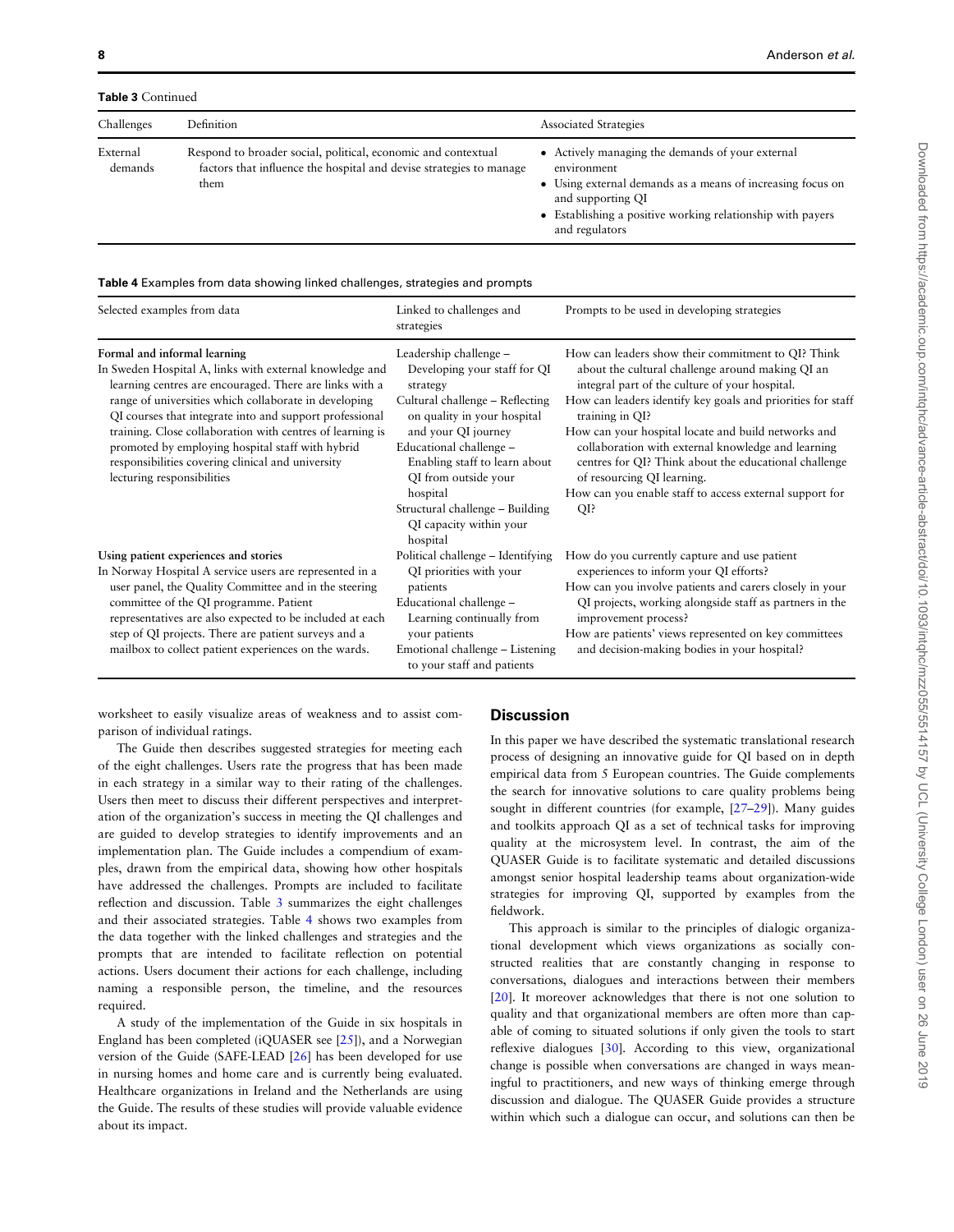**Table 3** Continued

| Challenges | Definition | Associated Strategies |
|---|---|---|
| External demands | Respond to broader social, political, economic and contextual factors that influence the hospital and devise strategies to manage them | • Actively managing the demands of your external environment<br>• Using external demands as a means of increasing focus on and supporting QI<br>• Establishing a positive working relationship with payers and regulators |

**Table 4** Examples from data showing linked challenges, strategies and prompts

| Selected examples from data | Linked to challenges and strategies | Prompts to be used in developing strategies |
|---|---|---|
| **Formal and informal learning**<br>In Sweden Hospital A, links with external knowledge and learning centres are encouraged. There are links with a range of universities which collaborate in developing QI courses that integrate into and support professional training. Close collaboration with centres of learning is promoted by employing hospital staff with hybrid responsibilities covering clinical and university lecturing responsibilities | Leadership challenge – Developing your staff for QI strategy<br>Cultural challenge – Reflecting on quality in your hospital and your QI journey<br>Educational challenge – Enabling staff to learn about QI from outside your hospital<br>Structural challenge – Building QI capacity within your hospital | How can leaders show their commitment to QI? Think about the cultural challenge around making QI an integral part of the culture of your hospital.<br>How can leaders identify key goals and priorities for staff training in QI?<br>How can your hospital locate and build networks and collaboration with external knowledge and learning centres for QI? Think about the educational challenge of resourcing QI learning.<br>How can you enable staff to access external support for QI? |
| **Using patient experiences and stories**<br>In Norway Hospital A service users are represented in a user panel, the Quality Committee and in the steering committee of the QI programme. Patient representatives are also expected to be included at each step of QI projects. There are patient surveys and a mailbox to collect patient experiences on the wards. | Political challenge – Identifying QI priorities with your patients<br>Educational challenge – Learning continually from your patients<br>Emotional challenge – Listening to your staff and patients | How do you currently capture and use patient experiences to inform your QI efforts?<br>How can you involve patients and carers closely in your QI projects, working alongside staff as partners in the improvement process?<br>How are patients' views represented on key committees and decision-making bodies in your hospital? |

worksheet to easily visualize areas of weakness and to assist comparison of individual ratings.

The Guide then describes suggested strategies for meeting each of the eight challenges. Users rate the progress that has been made in each strategy in a similar way to their rating of the challenges. Users then meet to discuss their different perspectives and interpretation of the organization's success in meeting the QI challenges and are guided to develop strategies to identify improvements and an implementation plan. The Guide includes a compendium of examples, drawn from the empirical data, showing how other hospitals have addressed the challenges. Prompts are included to facilitate reflection and discussion. Table 3 summarizes the eight challenges and their associated strategies. Table 4 shows two examples from the data together with the linked challenges and strategies and the prompts that are intended to facilitate reflection on potential actions. Users document their actions for each challenge, including naming a responsible person, the timeline, and the resources required.

A study of the implementation of the Guide in six hospitals in England has been completed (iQUASER see [25]), and a Norwegian version of the Guide (SAFE-LEAD [26] has been developed for use in nursing homes and home care and is currently being evaluated. Healthcare organizations in Ireland and the Netherlands are using the Guide. The results of these studies will provide valuable evidence about its impact.

## Discussion

In this paper we have described the systematic translational research process of designing an innovative guide for QI based on in depth empirical data from 5 European countries. The Guide complements the search for innovative solutions to care quality problems being sought in different countries (for example, [27–29]). Many guides and toolkits approach QI as a set of technical tasks for improving quality at the microsystem level. In contrast, the aim of the QUASER Guide is to facilitate systematic and detailed discussions amongst senior hospital leadership teams about organization-wide strategies for improving QI, supported by examples from the fieldwork.

This approach is similar to the principles of dialogic organizational development which views organizations as socially constructed realities that are constantly changing in response to conversations, dialogues and interactions between their members [20]. It moreover acknowledges that there is not one solution to quality and that organizational members are often more than capable of coming to situated solutions if only given the tools to start reflexive dialogues [30]. According to this view, organizational change is possible when conversations are changed in ways meaningful to practitioners, and new ways of thinking emerge through discussion and dialogue. The QUASER Guide provides a structure within which such a dialogue can occur, and solutions can then be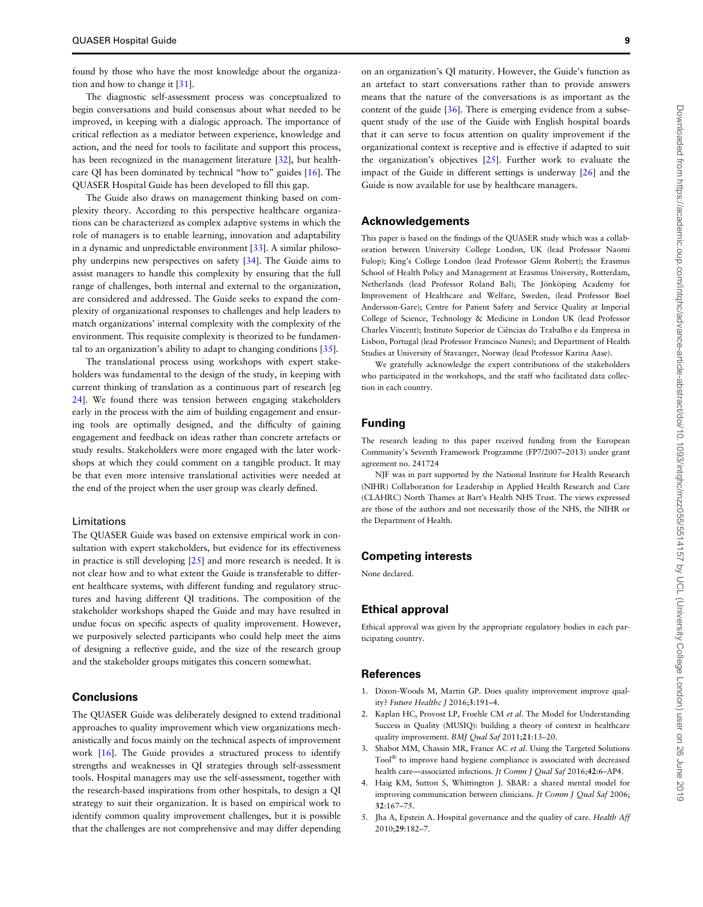found by those who have the most knowledge about the organization and how to change it [31].

The diagnostic self-assessment process was conceptualized to begin conversations and build consensus about what needed to be improved, in keeping with a dialogic approach. The importance of critical reflection as a mediator between experience, knowledge and action, and the need for tools to facilitate and support this process, has been recognized in the management literature [32], but healthcare QI has been dominated by technical "how to" guides [16]. The QUASER Hospital Guide has been developed to fill this gap.

The Guide also draws on management thinking based on complexity theory. According to this perspective healthcare organizations can be characterized as complex adaptive systems in which the role of managers is to enable learning, innovation and adaptability in a dynamic and unpredictable environment [33]. A similar philosophy underpins new perspectives on safety [34]. The Guide aims to assist managers to handle this complexity by ensuring that the full range of challenges, both internal and external to the organization, are considered and addressed. The Guide seeks to expand the complexity of organizational responses to challenges and help leaders to match organizations' internal complexity with the complexity of the environment. This requisite complexity is theorized to be fundamental to an organization's ability to adapt to changing conditions [35].

The translational process using workshops with expert stakeholders was fundamental to the design of the study, in keeping with current thinking of translation as a continuous part of research [eg 24]. We found there was tension between engaging stakeholders early in the process with the aim of building engagement and ensuring tools are optimally designed, and the difficulty of gaining engagement and feedback on ideas rather than concrete artefacts or study results. Stakeholders were more engaged with the later workshops at which they could comment on a tangible product. It may be that even more intensive translational activities were needed at the end of the project when the user group was clearly defined.

### Limitations

The QUASER Guide was based on extensive empirical work in consultation with expert stakeholders, but evidence for its effectiveness in practice is still developing [25] and more research is needed. It is not clear how and to what extent the Guide is transferable to different healthcare systems, with different funding and regulatory structures and having different QI traditions. The composition of the stakeholder workshops shaped the Guide and may have resulted in undue focus on specific aspects of quality improvement. However, we purposively selected participants who could help meet the aims of designing a reflective guide, and the size of the research group and the stakeholder groups mitigates this concern somewhat.

## Conclusions

The QUASER Guide was deliberately designed to extend traditional approaches to quality improvement which view organizations mechanistically and focus mainly on the technical aspects of improvement work [16]. The Guide provides a structured process to identify strengths and weaknesses in QI strategies through self-assessment tools. Hospital managers may use the self-assessment, together with the research-based inspirations from other hospitals, to design a QI strategy to suit their organization. It is based on empirical work to identify common quality improvement challenges, but it is possible that the challenges are not comprehensive and may differ depending on an organization's QI maturity. However, the Guide's function as an artefact to start conversations rather than to provide answers means that the nature of the conversations is as important as the content of the guide [36]. There is emerging evidence from a subsequent study of the use of the Guide with English hospital boards that it can serve to focus attention on quality improvement if the organizational context is receptive and is effective if adapted to suit the organization's objectives [25]. Further work to evaluate the impact of the Guide in different settings is underway [26] and the Guide is now available for use by healthcare managers.

## Acknowledgements

This paper is based on the findings of the QUASER study which was a collaboration between University College London, UK (lead Professor Naomi Fulop); King's College London (lead Professor Glenn Robert); the Erasmus School of Health Policy and Management at Erasmus University, Rotterdam, Netherlands (lead Professor Roland Bal); The Jönköping Academy for Improvement of Healthcare and Welfare, Sweden, (lead Professor Boel Andersson-Gare); Centre for Patient Safety and Service Quality at Imperial College of Science, Technology & Medicine in London UK (lead Professor Charles Vincent); Instituto Superior de Ciências do Trabalho e da Empresa in Lisbon, Portugal (lead Professor Francisco Nunes); and Department of Health Studies at University of Stavanger, Norway (lead Professor Karina Aase).

We gratefully acknowledge the expert contributions of the stakeholders who participated in the workshops, and the staff who facilitated data collection in each country.

## Funding

The research leading to this paper received funding from the European Community's Seventh Framework Programme (FP7/2007–2013) under grant agreement no. 241724

NJF was in part supported by the National Institute for Health Research (NIHR) Collaboration for Leadership in Applied Health Research and Care (CLAHRC) North Thames at Bart's Health NHS Trust. The views expressed are those of the authors and not necessarily those of the NHS, the NIHR or the Department of Health.

## Competing interests

None declared.

## Ethical approval

Ethical approval was given by the appropriate regulatory bodies in each participating country.

## References

1. Dixon-Woods M, Martin GP. Does quality improvement improve quality? *Future Healthc J* 2016;**3**:191–4.
2. Kaplan HC, Provost LP, Froehle CM *et al*. The Model for Understanding Success in Quality (MUSIQ): building a theory of context in healthcare quality improvement. *BMJ Qual Saf* 2011;**21**:13–20.
3. Shabot MM, Chassin MR, France AC *et al*. Using the Targeted Solutions Tool® to improve hand hygiene compliance is associated with decreased health care—associated infections. *Jt Comm J Qual Saf* 2016;**42**:6–AP4.
4. Haig KM, Sutton S, Whittington J. SBAR: a shared mental model for improving communication between clinicians. *Jt Comm J Qual Saf* 2006; **32**:167–75.
5. Jha A, Epstein A. Hospital governance and the quality of care. *Health Aff* 2010;**29**:182–7.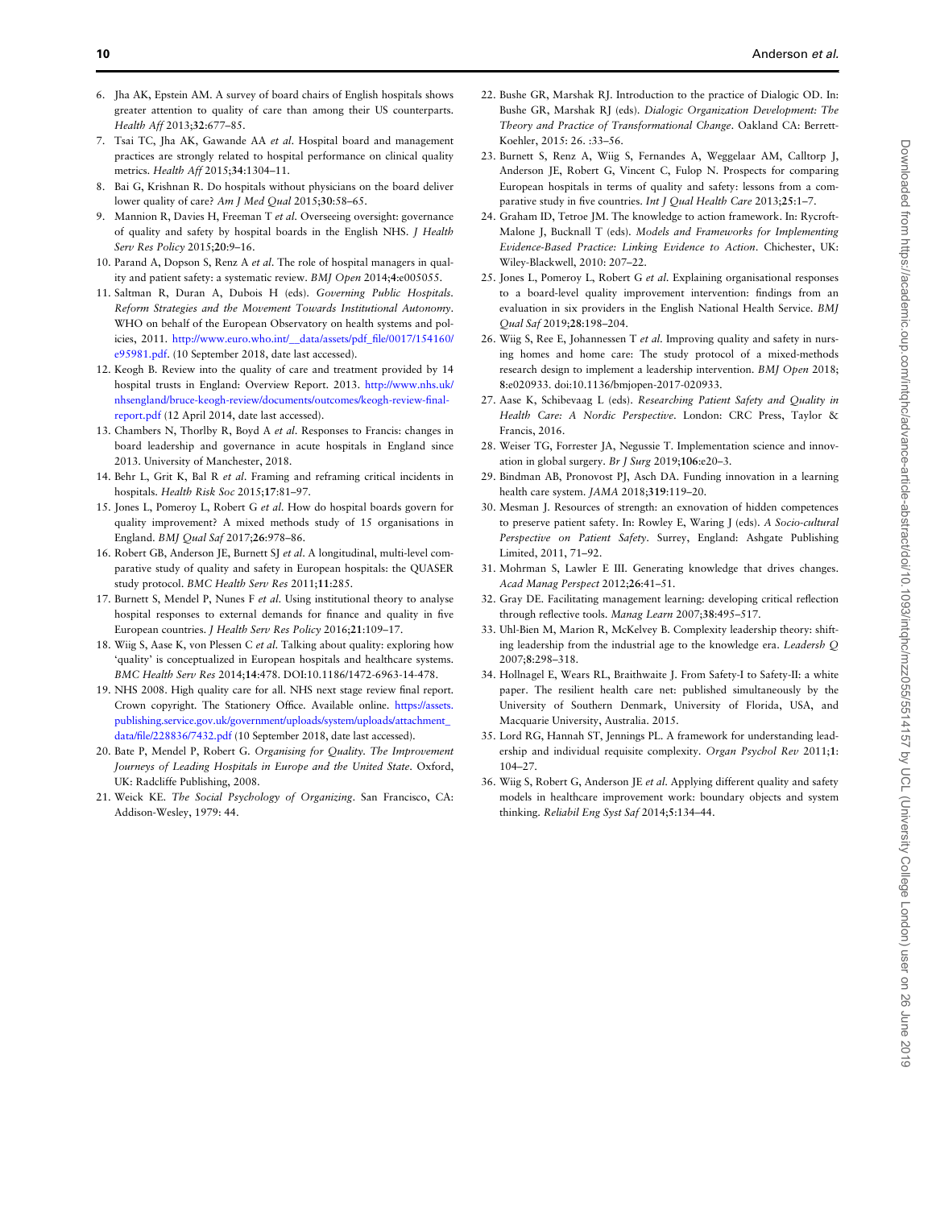6. Jha AK, Epstein AM. A survey of board chairs of English hospitals shows greater attention to quality of care than among their US counterparts. *Health Aff* 2013;**32**:677–85.
7. Tsai TC, Jha AK, Gawande AA *et al*. Hospital board and management practices are strongly related to hospital performance on clinical quality metrics. *Health Aff* 2015;**34**:1304–11.
8. Bai G, Krishnan R. Do hospitals without physicians on the board deliver lower quality of care? *Am J Med Qual* 2015;**30**:58–65.
9. Mannion R, Davies H, Freeman T *et al*. Overseeing oversight: governance of quality and safety by hospital boards in the English NHS. *J Health Serv Res Policy* 2015;**20**:9–16.
10. Parand A, Dopson S, Renz A *et al*. The role of hospital managers in quality and patient safety: a systematic review. *BMJ Open* 2014;**4**:e005055.
11. Saltman R, Duran A, Dubois H (eds). *Governing Public Hospitals. Reform Strategies and the Movement Towards Institutional Autonomy*. WHO on behalf of the European Observatory on health systems and policies, 2011. http://www.euro.who.int/__data/assets/pdf_file/0017/154160/e95981.pdf. (10 September 2018, date last accessed).
12. Keogh B. Review into the quality of care and treatment provided by 14 hospital trusts in England: Overview Report. 2013. http://www.nhs.uk/nhsengland/bruce-keogh-review/documents/outcomes/keogh-review-final-report.pdf (12 April 2014, date last accessed).
13. Chambers N, Thorlby R, Boyd A *et al*. Responses to Francis: changes in board leadership and governance in acute hospitals in England since 2013. University of Manchester, 2018.
14. Behr L, Grit K, Bal R *et al*. Framing and reframing critical incidents in hospitals. *Health Risk Soc* 2015;**17**:81–97.
15. Jones L, Pomeroy L, Robert G *et al*. How do hospital boards govern for quality improvement? A mixed methods study of 15 organisations in England. *BMJ Qual Saf* 2017;**26**:978–86.
16. Robert GB, Anderson JE, Burnett SJ *et al*. A longitudinal, multi-level comparative study of quality and safety in European hospitals: the QUASER study protocol. *BMC Health Serv Res* 2011;**11**:285.
17. Burnett S, Mendel P, Nunes F *et al*. Using institutional theory to analyse hospital responses to external demands for finance and quality in five European countries. *J Health Serv Res Policy* 2016;**21**:109–17.
18. Wiig S, Aase K, von Plessen C *et al*. Talking about quality: exploring how 'quality' is conceptualized in European hospitals and healthcare systems. *BMC Health Serv Res* 2014;**14**:478. DOI:10.1186/1472-6963-14-478.
19. NHS 2008. High quality care for all. NHS next stage review final report. Crown copyright. The Stationery Office. Available online. https://assets.publishing.service.gov.uk/government/uploads/system/uploads/attachment_data/file/228836/7432.pdf (10 September 2018, date last accessed).
20. Bate P, Mendel P, Robert G. *Organising for Quality. The Improvement Journeys of Leading Hospitals in Europe and the United State*. Oxford, UK: Radcliffe Publishing, 2008.
21. Weick KE. *The Social Psychology of Organizing*. San Francisco, CA: Addison-Wesley, 1979: 44.
22. Bushe GR, Marshak RJ. Introduction to the practice of Dialogic OD. In: Bushe GR, Marshak RJ (eds). *Dialogic Organization Development: The Theory and Practice of Transformational Change*. Oakland CA: Berrett-Koehler, 2015: 26. :33–56.
23. Burnett S, Renz A, Wiig S, Fernandes A, Weggelaar AM, Calltorp J, Anderson JE, Robert G, Vincent C, Fulop N. Prospects for comparing European hospitals in terms of quality and safety: lessons from a comparative study in five countries. *Int J Qual Health Care* 2013;**25**:1–7.
24. Graham ID, Tetroe JM. The knowledge to action framework. In: Rycroft-Malone J, Bucknall T (eds). *Models and Frameworks for Implementing Evidence-Based Practice: Linking Evidence to Action*. Chichester, UK: Wiley-Blackwell, 2010: 207–22.
25. Jones L, Pomeroy L, Robert G *et al*. Explaining organisational responses to a board-level quality improvement intervention: findings from an evaluation in six providers in the English National Health Service. *BMJ Qual Saf* 2019;**28**:198–204.
26. Wiig S, Ree E, Johannessen T *et al*. Improving quality and safety in nursing homes and home care: The study protocol of a mixed-methods research design to implement a leadership intervention. *BMJ Open* 2018; 8:e020933. doi:10.1136/bmjopen-2017-020933.
27. Aase K, Schibevaag L (eds). *Researching Patient Safety and Quality in Health Care: A Nordic Perspective*. London: CRC Press, Taylor & Francis, 2016.
28. Weiser TG, Forrester JA, Negussie T. Implementation science and innovation in global surgery. *Br J Surg* 2019;**106**:e20–3.
29. Bindman AB, Pronovost PJ, Asch DA. Funding innovation in a learning health care system. *JAMA* 2018;**319**:119–20.
30. Mesman J. Resources of strength: an exnovation of hidden competences to preserve patient safety. In: Rowley E, Waring J (eds). *A Socio-cultural Perspective on Patient Safety*. Surrey, England: Ashgate Publishing Limited, 2011, 71–92.
31. Mohrman S, Lawler E III. Generating knowledge that drives changes. *Acad Manag Perspect* 2012;**26**:41–51.
32. Gray DE. Facilitating management learning: developing critical reflection through reflective tools. *Manag Learn* 2007;**38**:495–517.
33. Uhl-Bien M, Marion R, McKelvey B. Complexity leadership theory: shifting leadership from the industrial age to the knowledge era. *Leadersh Q* 2007;**8**:298–318.
34. Hollnagel E, Wears RL, Braithwaite J. From Safety-I to Safety-II: a white paper. The resilient health care net: published simultaneously by the University of Southern Denmark, University of Florida, USA, and Macquarie University, Australia. 2015.
35. Lord RG, Hannah ST, Jennings PL. A framework for understanding leadership and individual requisite complexity. *Organ Psychol Rev* 2011;**1**: 104–27.
36. Wiig S, Robert G, Anderson JE *et al*. Applying different quality and safety models in healthcare improvement work: boundary objects and system thinking. *Reliabil Eng Syst Saf* 2014;**5**:134–44.